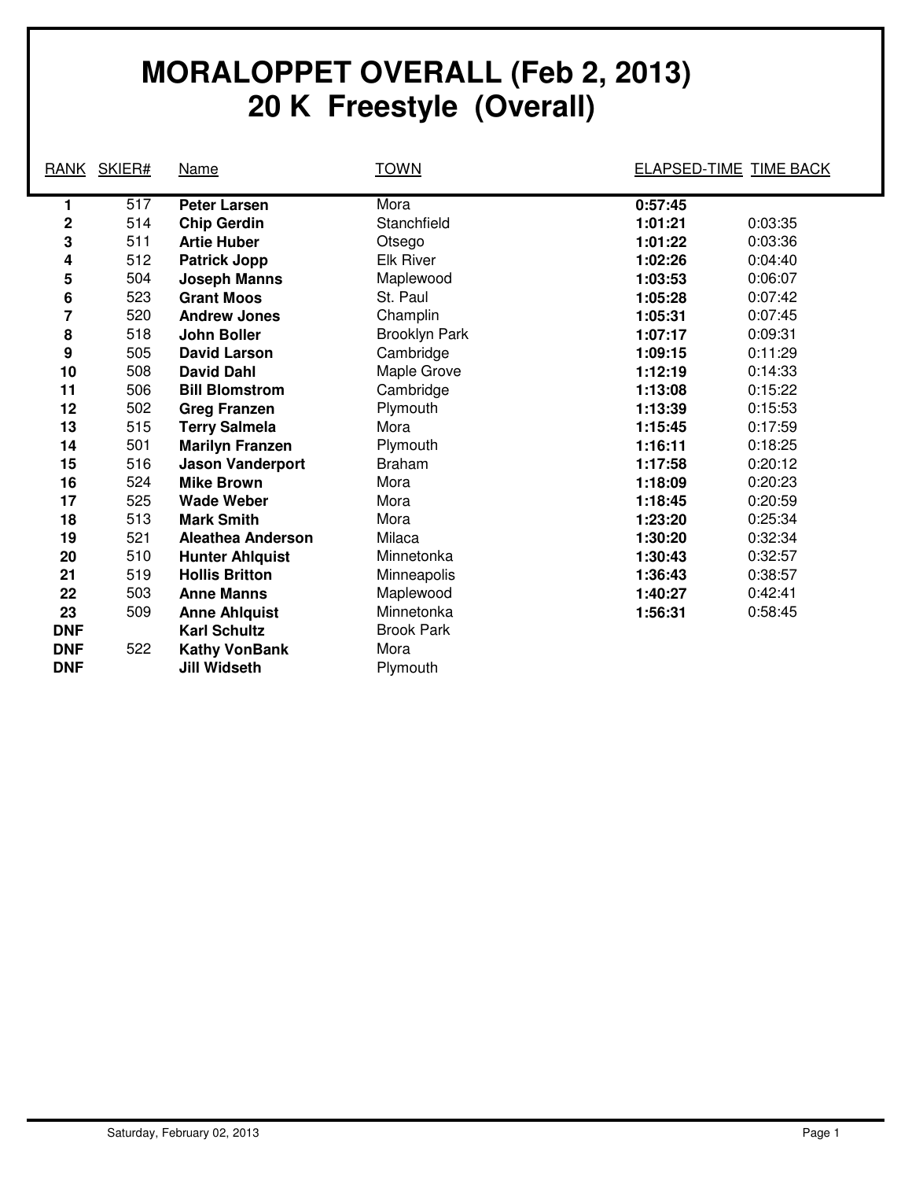# MORALOPPET OVERALL (Feb 2, 2013)
# 20 K Freestyle (Overall)

| RANK | SKIER# | Name | TOWN | ELAPSED-TIME | TIME BACK |
|---|---|---|---|---|---|
| **1** | 517 | **Peter Larsen** | Mora | **0:57:45** | |
| **2** | 514 | **Chip Gerdin** | Stanchfield | **1:01:21** | 0:03:35 |
| **3** | 511 | **Artie Huber** | Otsego | **1:01:22** | 0:03:36 |
| **4** | 512 | **Patrick Jopp** | Elk River | **1:02:26** | 0:04:40 |
| **5** | 504 | **Joseph Manns** | Maplewood | **1:03:53** | 0:06:07 |
| **6** | 523 | **Grant Moos** | St. Paul | **1:05:28** | 0:07:42 |
| **7** | 520 | **Andrew Jones** | Champlin | **1:05:31** | 0:07:45 |
| **8** | 518 | **John Boller** | Brooklyn Park | **1:07:17** | 0:09:31 |
| **9** | 505 | **David Larson** | Cambridge | **1:09:15** | 0:11:29 |
| **10** | 508 | **David Dahl** | Maple Grove | **1:12:19** | 0:14:33 |
| **11** | 506 | **Bill Blomstrom** | Cambridge | **1:13:08** | 0:15:22 |
| **12** | 502 | **Greg Franzen** | Plymouth | **1:13:39** | 0:15:53 |
| **13** | 515 | **Terry Salmela** | Mora | **1:15:45** | 0:17:59 |
| **14** | 501 | **Marilyn Franzen** | Plymouth | **1:16:11** | 0:18:25 |
| **15** | 516 | **Jason Vanderport** | Braham | **1:17:58** | 0:20:12 |
| **16** | 524 | **Mike Brown** | Mora | **1:18:09** | 0:20:23 |
| **17** | 525 | **Wade Weber** | Mora | **1:18:45** | 0:20:59 |
| **18** | 513 | **Mark Smith** | Mora | **1:23:20** | 0:25:34 |
| **19** | 521 | **Aleathea Anderson** | Milaca | **1:30:20** | 0:32:34 |
| **20** | 510 | **Hunter Ahlquist** | Minnetonka | **1:30:43** | 0:32:57 |
| **21** | 519 | **Hollis Britton** | Minneapolis | **1:36:43** | 0:38:57 |
| **22** | 503 | **Anne Manns** | Maplewood | **1:40:27** | 0:42:41 |
| **23** | 509 | **Anne Ahlquist** | Minnetonka | **1:56:31** | 0:58:45 |
| **DNF** | | **Karl Schultz** | Brook Park | | |
| **DNF** | 522 | **Kathy VonBank** | Mora | | |
| **DNF** | | **Jill Widseth** | Plymouth | | |

Saturday, February 02, 2013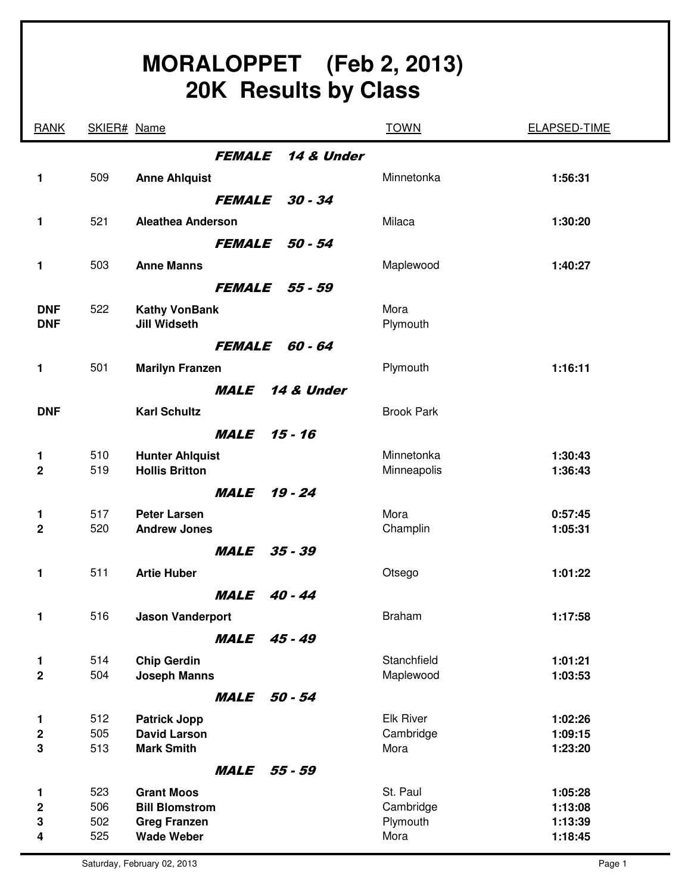# MORALOPPET (Feb 2, 2013)
## 20K Results by Class

| RANK | SKIER# | Name | TOWN | ELAPSED-TIME |
|---|---|---|---|---|
| | | ***FEMALE 14 & Under*** | | |
| 1 | 509 | **Anne Ahlquist** | Minnetonka | **1:56:31** |
| | | ***FEMALE 30 - 34*** | | |
| 1 | 521 | **Aleathea Anderson** | Milaca | **1:30:20** |
| | | ***FEMALE 50 - 54*** | | |
| 1 | 503 | **Anne Manns** | Maplewood | **1:40:27** |
| | | ***FEMALE 55 - 59*** | | |
| DNF | 522 | **Kathy VonBank** | Mora | |
| DNF | | **Jill Widseth** | Plymouth | |
| | | ***FEMALE 60 - 64*** | | |
| 1 | 501 | **Marilyn Franzen** | Plymouth | **1:16:11** |
| | | ***MALE 14 & Under*** | | |
| DNF | | **Karl Schultz** | Brook Park | |
| | | ***MALE 15 - 16*** | | |
| 1 | 510 | **Hunter Ahlquist** | Minnetonka | **1:30:43** |
| 2 | 519 | **Hollis Britton** | Minneapolis | **1:36:43** |
| | | ***MALE 19 - 24*** | | |
| 1 | 517 | **Peter Larsen** | Mora | **0:57:45** |
| 2 | 520 | **Andrew Jones** | Champlin | **1:05:31** |
| | | ***MALE 35 - 39*** | | |
| 1 | 511 | **Artie Huber** | Otsego | **1:01:22** |
| | | ***MALE 40 - 44*** | | |
| 1 | 516 | **Jason Vanderport** | Braham | **1:17:58** |
| | | ***MALE 45 - 49*** | | |
| 1 | 514 | **Chip Gerdin** | Stanchfield | **1:01:21** |
| 2 | 504 | **Joseph Manns** | Maplewood | **1:03:53** |
| | | ***MALE 50 - 54*** | | |
| 1 | 512 | **Patrick Jopp** | Elk River | **1:02:26** |
| 2 | 505 | **David Larson** | Cambridge | **1:09:15** |
| 3 | 513 | **Mark Smith** | Mora | **1:23:20** |
| | | ***MALE 55 - 59*** | | |
| 1 | 523 | **Grant Moos** | St. Paul | **1:05:28** |
| 2 | 506 | **Bill Blomstrom** | Cambridge | **1:13:08** |
| 3 | 502 | **Greg Franzen** | Plymouth | **1:13:39** |
| 4 | 525 | **Wade Weber** | Mora | **1:18:45** |

Saturday, February 02, 2013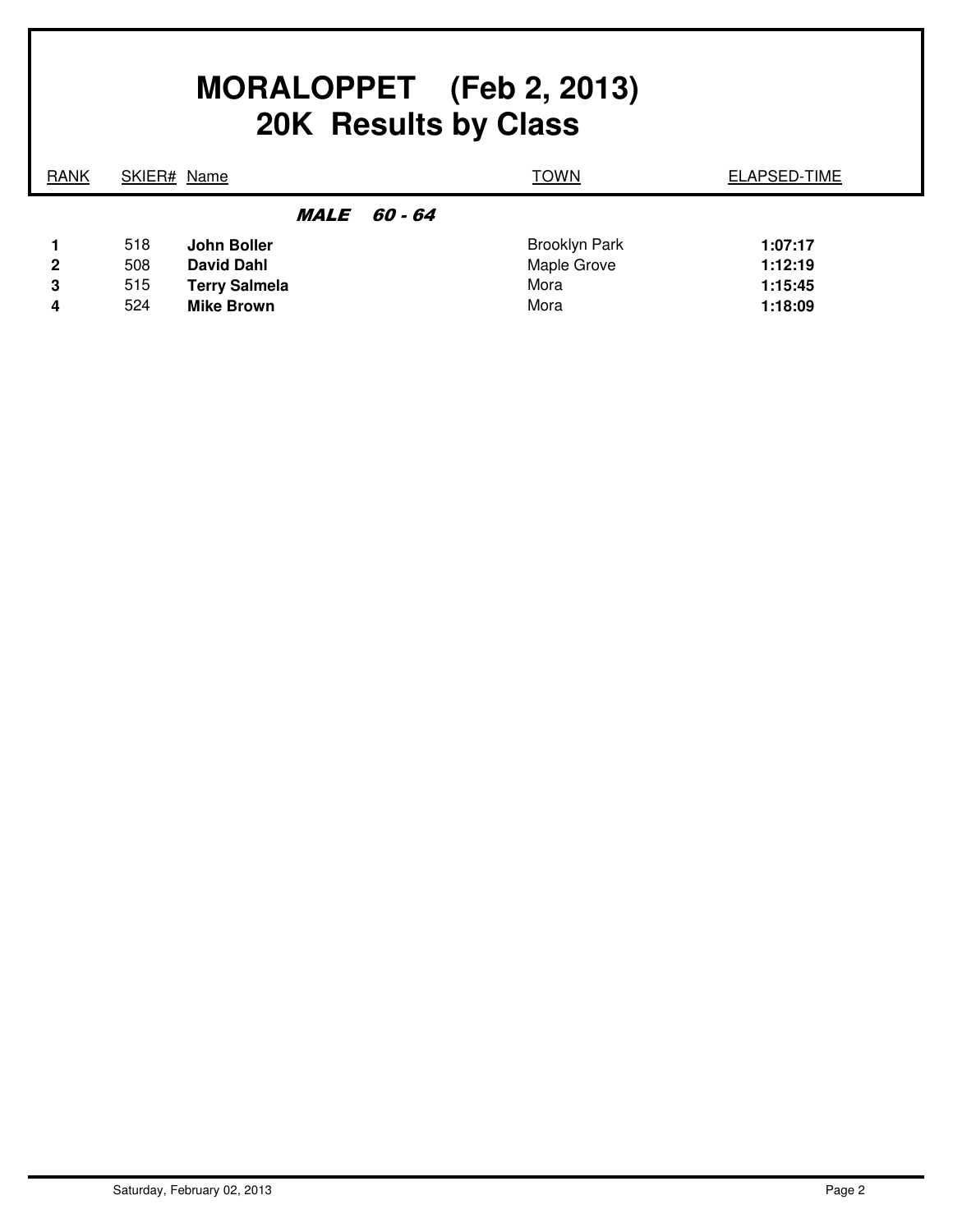# MORALOPPET (Feb 2, 2013)
## 20K Results by Class

| RANK | SKIER# | Name | TOWN | ELAPSED-TIME |
|---|---|---|---|---|
| | | ***MALE 60 - 64*** | | |
| **1** | 518 | **John Boller** | Brooklyn Park | **1:07:17** |
| **2** | 508 | **David Dahl** | Maple Grove | **1:12:19** |
| **3** | 515 | **Terry Salmela** | Mora | **1:15:45** |
| **4** | 524 | **Mike Brown** | Mora | **1:18:09** |

Saturday, February 02, 2013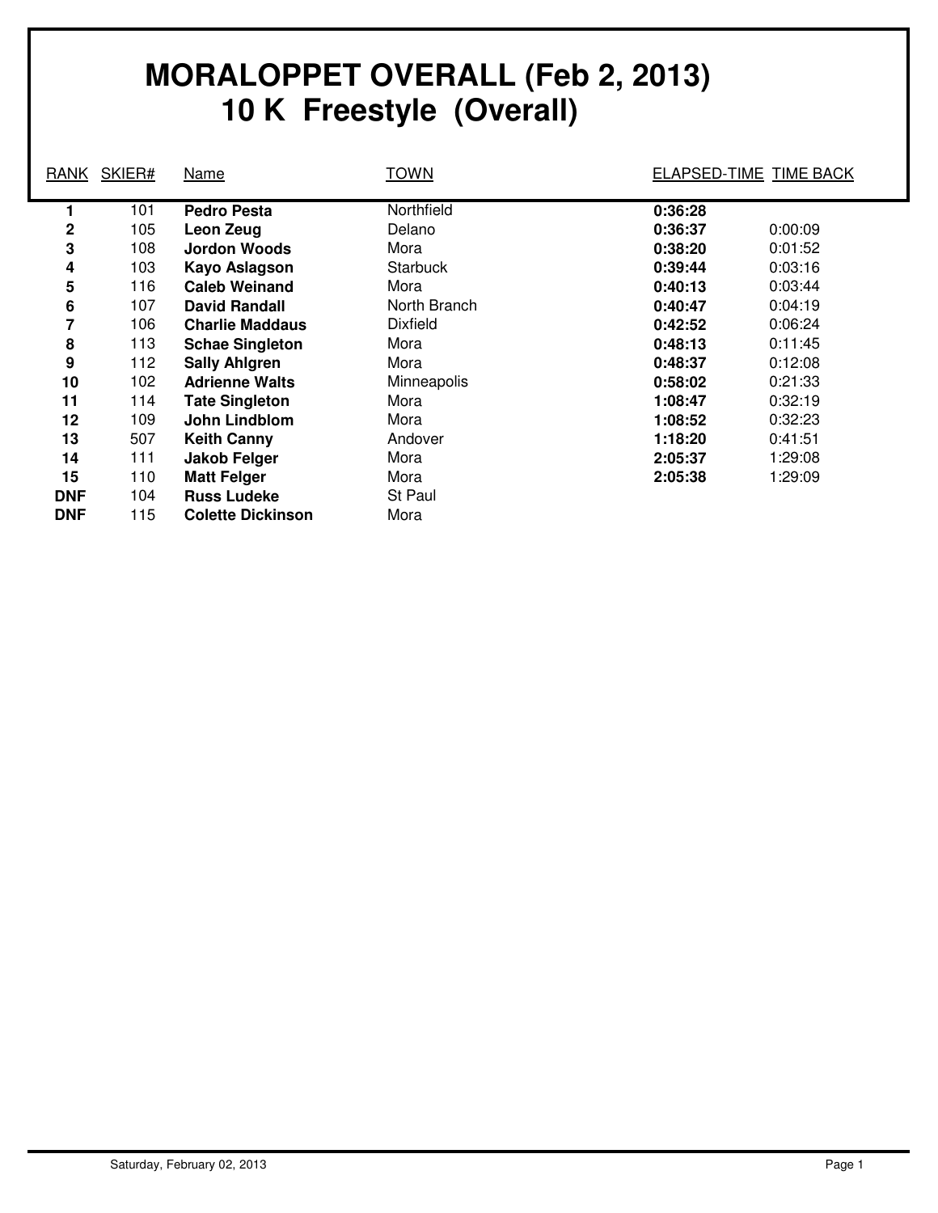# MORALOPPET OVERALL (Feb 2, 2013)
## 10 K Freestyle (Overall)

| RANK | SKIER# | Name | TOWN | ELAPSED-TIME | TIME BACK |
|---|---|---|---|---|---|
| **1** | 101 | **Pedro Pesta** | Northfield | **0:36:28** | |
| **2** | 105 | **Leon Zeug** | Delano | **0:36:37** | 0:00:09 |
| **3** | 108 | **Jordon Woods** | Mora | **0:38:20** | 0:01:52 |
| **4** | 103 | **Kayo Aslagson** | Starbuck | **0:39:44** | 0:03:16 |
| **5** | 116 | **Caleb Weinand** | Mora | **0:40:13** | 0:03:44 |
| **6** | 107 | **David Randall** | North Branch | **0:40:47** | 0:04:19 |
| **7** | 106 | **Charlie Maddaus** | Dixfield | **0:42:52** | 0:06:24 |
| **8** | 113 | **Schae Singleton** | Mora | **0:48:13** | 0:11:45 |
| **9** | 112 | **Sally Ahlgren** | Mora | **0:48:37** | 0:12:08 |
| **10** | 102 | **Adrienne Walts** | Minneapolis | **0:58:02** | 0:21:33 |
| **11** | 114 | **Tate Singleton** | Mora | **1:08:47** | 0:32:19 |
| **12** | 109 | **John Lindblom** | Mora | **1:08:52** | 0:32:23 |
| **13** | 507 | **Keith Canny** | Andover | **1:18:20** | 0:41:51 |
| **14** | 111 | **Jakob Felger** | Mora | **2:05:37** | 1:29:08 |
| **15** | 110 | **Matt Felger** | Mora | **2:05:38** | 1:29:09 |
| **DNF** | 104 | **Russ Ludeke** | St Paul | | |
| **DNF** | 115 | **Colette Dickinson** | Mora | | |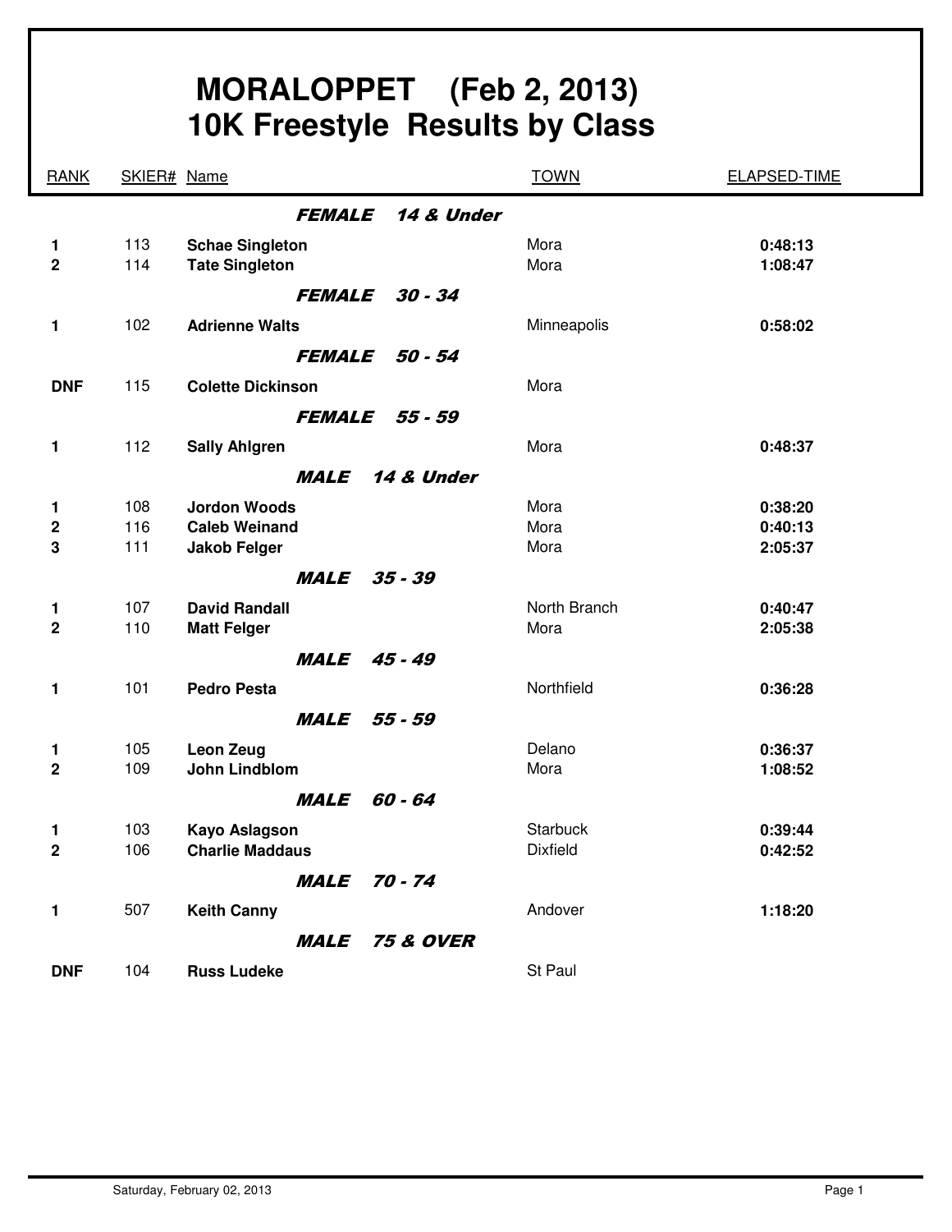# MORALOPPET (Feb 2, 2013)
# 10K Freestyle Results by Class

| RANK | SKIER# | Name | TOWN | ELAPSED-TIME |
|---|---|---|---|---|
| | | ***FEMALE 14 & Under*** | | |
| **1** | 113 | **Schae Singleton** | Mora | **0:48:13** |
| **2** | 114 | **Tate Singleton** | Mora | **1:08:47** |
| | | ***FEMALE 30 - 34*** | | |
| **1** | 102 | **Adrienne Walts** | Minneapolis | **0:58:02** |
| | | ***FEMALE 50 - 54*** | | |
| **DNF** | 115 | **Colette Dickinson** | Mora | |
| | | ***FEMALE 55 - 59*** | | |
| **1** | 112 | **Sally Ahlgren** | Mora | **0:48:37** |
| | | ***MALE 14 & Under*** | | |
| **1** | 108 | **Jordon Woods** | Mora | **0:38:20** |
| **2** | 116 | **Caleb Weinand** | Mora | **0:40:13** |
| **3** | 111 | **Jakob Felger** | Mora | **2:05:37** |
| | | ***MALE 35 - 39*** | | |
| **1** | 107 | **David Randall** | North Branch | **0:40:47** |
| **2** | 110 | **Matt Felger** | Mora | **2:05:38** |
| | | ***MALE 45 - 49*** | | |
| **1** | 101 | **Pedro Pesta** | Northfield | **0:36:28** |
| | | ***MALE 55 - 59*** | | |
| **1** | 105 | **Leon Zeug** | Delano | **0:36:37** |
| **2** | 109 | **John Lindblom** | Mora | **1:08:52** |
| | | ***MALE 60 - 64*** | | |
| **1** | 103 | **Kayo Aslagson** | Starbuck | **0:39:44** |
| **2** | 106 | **Charlie Maddaus** | Dixfield | **0:42:52** |
| | | ***MALE 70 - 74*** | | |
| **1** | 507 | **Keith Canny** | Andover | **1:18:20** |
| | | ***MALE 75 & OVER*** | | |
| **DNF** | 104 | **Russ Ludeke** | St Paul | |

Saturday, February 02, 2013